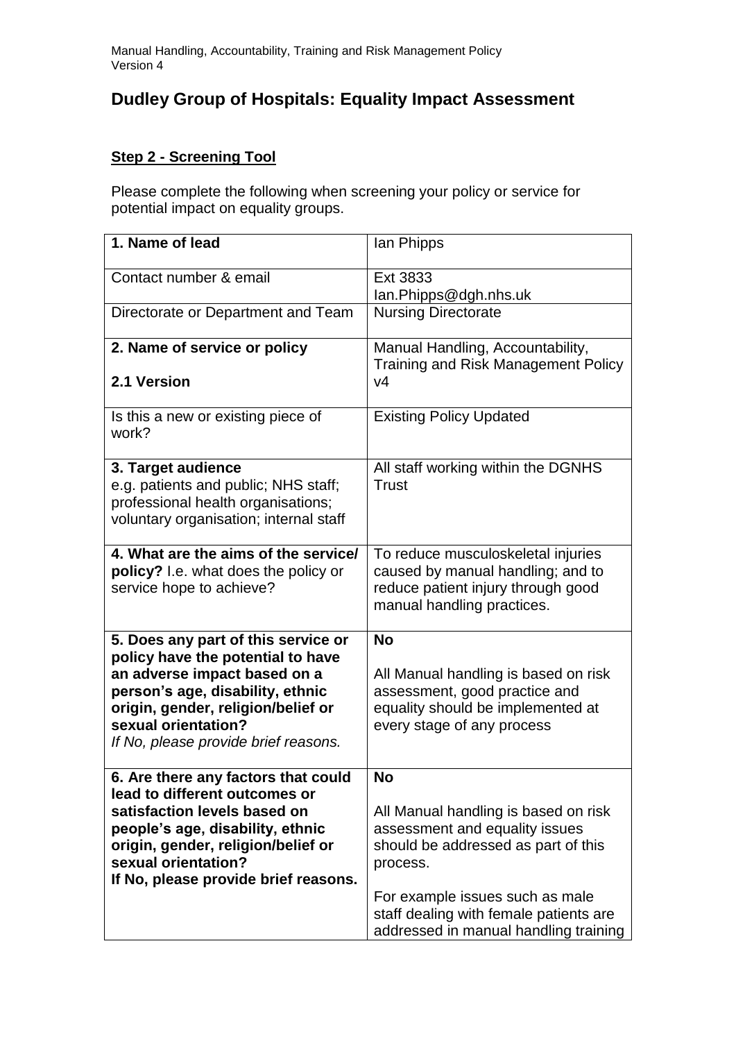# Dudley Group of Hospitals: Equality Impact Assessment

**Step 2 - Screening Tool**

Please complete the following when screening your policy or service for potential impact on equality groups.

| | |
|---|---|
| **1. Name of lead** | Ian Phipps |
| Contact number & email | Ext 3833<br>Ian.Phipps@dgh.nhs.uk |
| Directorate or Department and Team | Nursing Directorate |
| **2. Name of service or policy**<br><br>**2.1 Version** | Manual Handling, Accountability, Training and Risk Management Policy v4 |
| Is this a new or existing piece of work? | Existing Policy Updated |
| **3. Target audience**<br>e.g. patients and public; NHS staff; professional health organisations; voluntary organisation; internal staff | All staff working within the DGNHS Trust |
| **4. What are the aims of the service/ policy?** I.e. what does the policy or service hope to achieve? | To reduce musculoskeletal injuries caused by manual handling; and to reduce patient injury through good manual handling practices. |
| **5. Does any part of this service or policy have the potential to have an adverse impact based on a person's age, disability, ethnic origin, gender, religion/belief or sexual orientation?**<br>*If No, please provide brief reasons.* | **No**<br><br>All Manual handling is based on risk assessment, good practice and equality should be implemented at every stage of any process |
| **6. Are there any factors that could lead to different outcomes or satisfaction levels based on people's age, disability, ethnic origin, gender, religion/belief or sexual orientation?**<br>**If No, please provide brief reasons.** | **No**<br><br>All Manual handling is based on risk assessment and equality issues should be addressed as part of this process.<br><br>For example issues such as male staff dealing with female patients are addressed in manual handling training |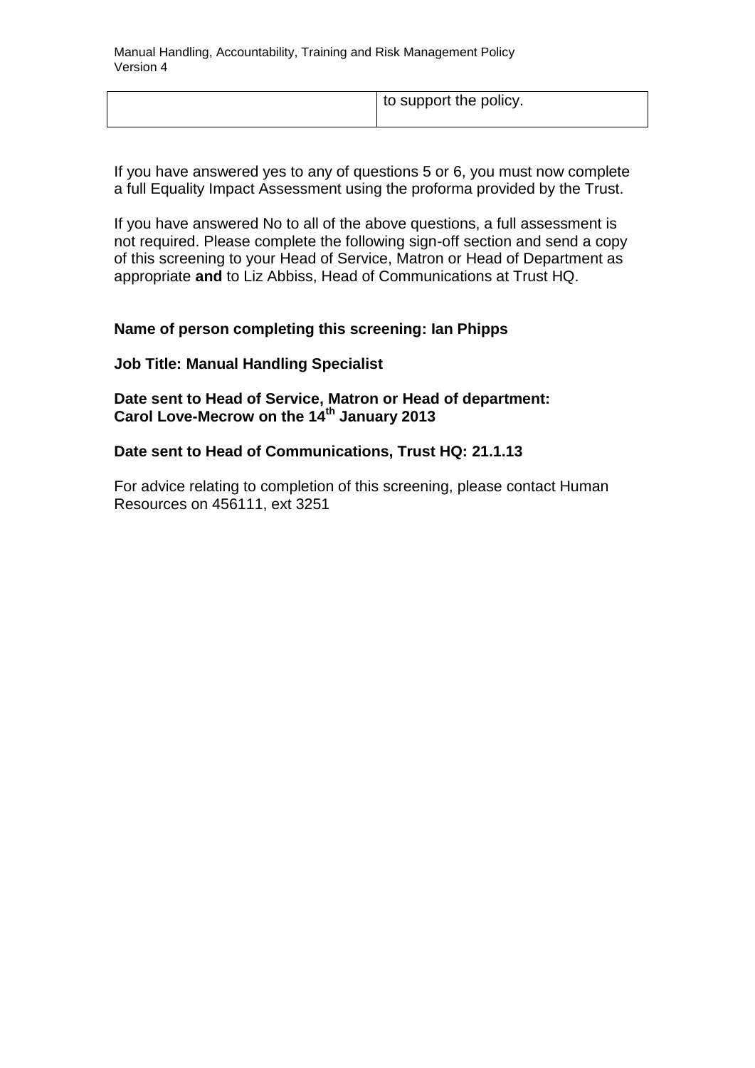| | |
|---|---|
| | to support the policy. |

If you have answered yes to any of questions 5 or 6, you must now complete a full Equality Impact Assessment using the proforma provided by the Trust.

If you have answered No to all of the above questions, a full assessment is not required. Please complete the following sign-off section and send a copy of this screening to your Head of Service, Matron or Head of Department as appropriate **and** to Liz Abbiss, Head of Communications at Trust HQ.

**Name of person completing this screening: Ian Phipps**

**Job Title: Manual Handling Specialist**

**Date sent to Head of Service, Matron or Head of department: Carol Love-Mecrow on the 14th January 2013**

**Date sent to Head of Communications, Trust HQ: 21.1.13**

For advice relating to completion of this screening, please contact Human Resources on 456111, ext 3251